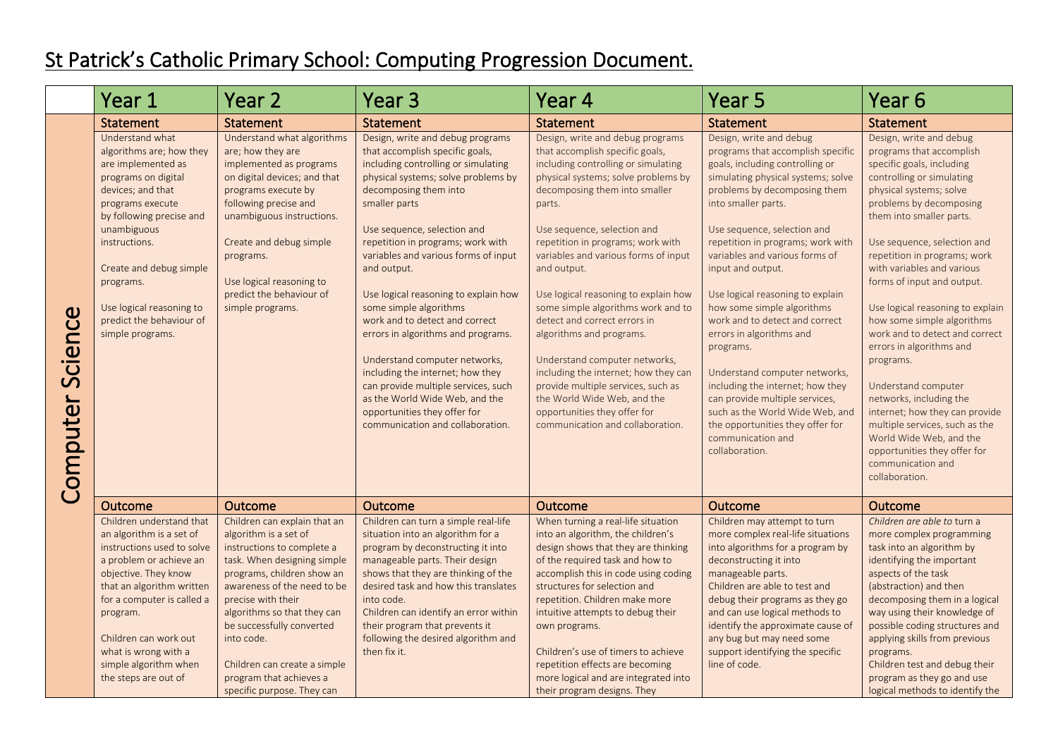# St Patrick's Catholic Primary School: Computing Progression Document.

| | Year 1 | Year 2 | Year 3 | Year 4 | Year 5 | Year 6 |
|---|---|---|---|---|---|---|
| Computer Science | **Statement** | **Statement** | **Statement** | **Statement** | **Statement** | **Statement** |
| | Understand what algorithms are; how they are implemented as programs on digital devices; and that programs execute by following precise and unambiguous instructions.<br><br>Create and debug simple programs.<br><br>Use logical reasoning to predict the behaviour of simple programs. | Understand what algorithms are; how they are implemented as programs on digital devices; and that programs execute by following precise and unambiguous instructions.<br><br>Create and debug simple programs.<br><br>Use logical reasoning to predict the behaviour of simple programs. | Design, write and debug programs that accomplish specific goals, including controlling or simulating physical systems; solve problems by decomposing them into smaller parts<br><br>Use sequence, selection and repetition in programs; work with variables and various forms of input and output.<br><br>Use logical reasoning to explain how some simple algorithms work and to detect and correct errors in algorithms and programs.<br><br>Understand computer networks, including the internet; how they can provide multiple services, such as the World Wide Web, and the opportunities they offer for communication and collaboration. | Design, write and debug programs that accomplish specific goals, including controlling or simulating physical systems; solve problems by decomposing them into smaller parts.<br><br>Use sequence, selection and repetition in programs; work with variables and various forms of input and output.<br><br>Use logical reasoning to explain how some simple algorithms work and to detect and correct errors in algorithms and programs.<br><br>Understand computer networks, including the internet; how they can provide multiple services, such as the World Wide Web, and the opportunities they offer for communication and collaboration. | Design, write and debug programs that accomplish specific goals, including controlling or simulating physical systems; solve problems by decomposing them into smaller parts.<br><br>Use sequence, selection and repetition in programs; work with variables and various forms of input and output.<br><br>Use logical reasoning to explain how some simple algorithms work and to detect and correct errors in algorithms and programs.<br><br>Understand computer networks, including the internet; how they can provide multiple services, such as the World Wide Web, and the opportunities they offer for communication and collaboration. | Design, write and debug programs that accomplish specific goals, including controlling or simulating physical systems; solve problems by decomposing them into smaller parts.<br><br>Use sequence, selection and repetition in programs; work with variables and various forms of input and output.<br><br>Use logical reasoning to explain how some simple algorithms work and to detect and correct errors in algorithms and programs.<br><br>Understand computer networks, including the internet; how they can provide multiple services, such as the World Wide Web, and the opportunities they offer for communication and collaboration. |
| | **Outcome** | **Outcome** | **Outcome** | **Outcome** | **Outcome** | **Outcome** |
| | Children understand that an algorithm is a set of instructions used to solve a problem or achieve an objective. They know that an algorithm written for a computer is called a program.<br><br>Children can work out what is wrong with a simple algorithm when the steps are out of | Children can explain that an algorithm is a set of instructions to complete a task. When designing simple programs, children show an awareness of the need to be precise with their algorithms so that they can be successfully converted into code.<br><br>Children can create a simple program that achieves a specific purpose. They can | Children can turn a simple real-life situation into an algorithm for a program by deconstructing it into manageable parts. Their design shows that they are thinking of the desired task and how this translates into code.<br>Children can identify an error within their program that prevents it following the desired algorithm and then fix it. | When turning a real-life situation into an algorithm, the children's design shows that they are thinking of the required task and how to accomplish this in code using coding structures for selection and repetition. Children make more intuitive attempts to debug their own programs.<br><br>Children's use of timers to achieve repetition effects are becoming more logical and are integrated into their program designs. They | Children may attempt to turn more complex real-life situations into algorithms for a program by deconstructing it into manageable parts.<br>Children are able to test and debug their programs as they go and can use logical methods to identify the approximate cause of any bug but may need some support identifying the specific line of code. | *Children are able to* turn a more complex programming task into an algorithm by identifying the important aspects of the task (abstraction) and then decomposing them in a logical way using their knowledge of possible coding structures and applying skills from previous programs.<br>Children test and debug their program as they go and use logical methods to identify the |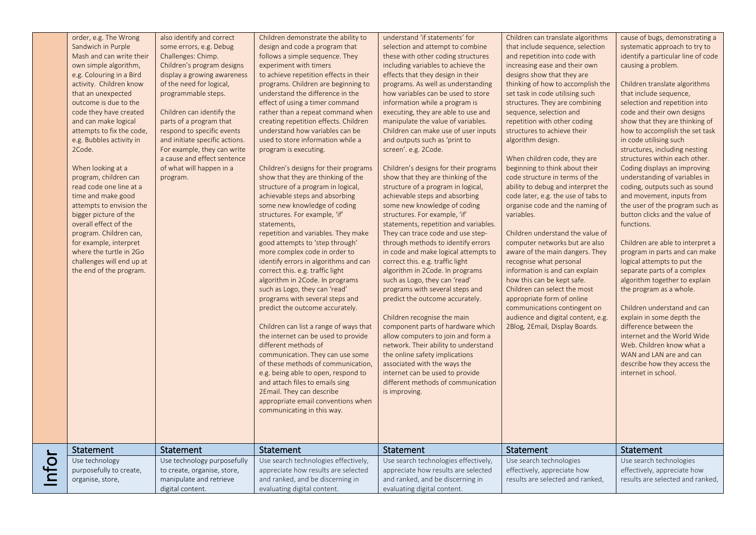| | | | | | | |
|---|---|---|---|---|---|---|
| | order, e.g. The Wrong Sandwich in Purple Mash and can write their own simple algorithm, e.g. Colouring in a Bird activity. Children know that an unexpected outcome is due to the code they have created and can make logical attempts to fix the code, e.g. Bubbles activity in 2Code.<br><br>When looking at a program, children can read code one line at a time and make good attempts to envision the bigger picture of the overall effect of the program. Children can, for example, interpret where the turtle in 2Go challenges will end up at the end of the program. | also identify and correct some errors, e.g. Debug Challenges: Chimp. Children's program designs display a growing awareness of the need for logical, programmable steps.<br><br>Children can identify the parts of a program that respond to specific events and initiate specific actions. For example, they can write a cause and effect sentence of what will happen in a program. | Children demonstrate the ability to design and code a program that follows a simple sequence. They experiment with timers to achieve repetition effects in their programs. Children are beginning to understand the difference in the effect of using a timer command rather than a repeat command when creating repetition effects. Children understand how variables can be used to store information while a program is executing.<br><br>Children's designs for their programs show that they are thinking of the structure of a program in logical, achievable steps and absorbing some new knowledge of coding structures. For example, 'if' statements, repetition and variables. They make good attempts to 'step through' more complex code in order to identify errors in algorithms and can correct this. e.g. traffic light algorithm in 2Code. In programs such as Logo, they can 'read' programs with several steps and predict the outcome accurately.<br><br>Children can list a range of ways that the internet can be used to provide different methods of communication. They can use some of these methods of communication, e.g. being able to open, respond to and attach files to emails sing 2Email. They can describe appropriate email conventions when communicating in this way. | understand 'if statements' for selection and attempt to combine these with other coding structures including variables to achieve the effects that they design in their programs. As well as understanding how variables can be used to store information while a program is executing, they are able to use and manipulate the value of variables. Children can make use of user inputs and outputs such as 'print to screen'. e.g. 2Code.<br><br>Children's designs for their programs show that they are thinking of the structure of a program in logical, achievable steps and absorbing some new knowledge of coding structures. For example, 'if' statements, repetition and variables. They can trace code and use step-through methods to identify errors in code and make logical attempts to correct this. e.g. traffic light algorithm in 2Code. In programs such as Logo, they can 'read' programs with several steps and predict the outcome accurately.<br><br>Children recognise the main component parts of hardware which allow computers to join and form a network. Their ability to understand the online safety implications associated with the ways the internet can be used to provide different methods of communication is improving. | Children can translate algorithms that include sequence, selection and repetition into code with increasing ease and their own designs show that they are thinking of how to accomplish the set task in code utilising such structures. They are combining sequence, selection and repetition with other coding structures to achieve their algorithm design.<br><br>When children code, they are beginning to think about their code structure in terms of the ability to debug and interpret the code later, e.g. the use of tabs to organise code and the naming of variables.<br><br>Children understand the value of computer networks but are also aware of the main dangers. They recognise what personal information is and can explain how this can be kept safe. Children can select the most appropriate form of online communications contingent on audience and digital content, e.g. 2Blog, 2Email, Display Boards. | cause of bugs, demonstrating a systematic approach to try to identify a particular line of code causing a problem.<br><br>Children translate algorithms that include sequence, selection and repetition into code and their own designs show that they are thinking of how to accomplish the set task in code utilising such structures, including nesting structures within each other. Coding displays an improving understanding of variables in coding, outputs such as sound and movement, inputs from the user of the program such as button clicks and the value of functions.<br><br>Children are able to interpret a program in parts and can make logical attempts to put the separate parts of a complex algorithm together to explain the program as a whole.<br><br>Children understand and can explain in some depth the difference between the internet and the World Wide Web. Children know what a WAN and LAN are and can describe how they access the internet in school. |
| Infor | Statement | Statement | Statement | Statement | Statement | Statement |
| | Use technology purposefully to create, organise, store, | Use technology purposefully to create, organise, store, manipulate and retrieve digital content. | Use search technologies effectively, appreciate how results are selected and ranked, and be discerning in evaluating digital content. | Use search technologies effectively, appreciate how results are selected and ranked, and be discerning in evaluating digital content. | Use search technologies effectively, appreciate how results are selected and ranked, | Use search technologies effectively, appreciate how results are selected and ranked, |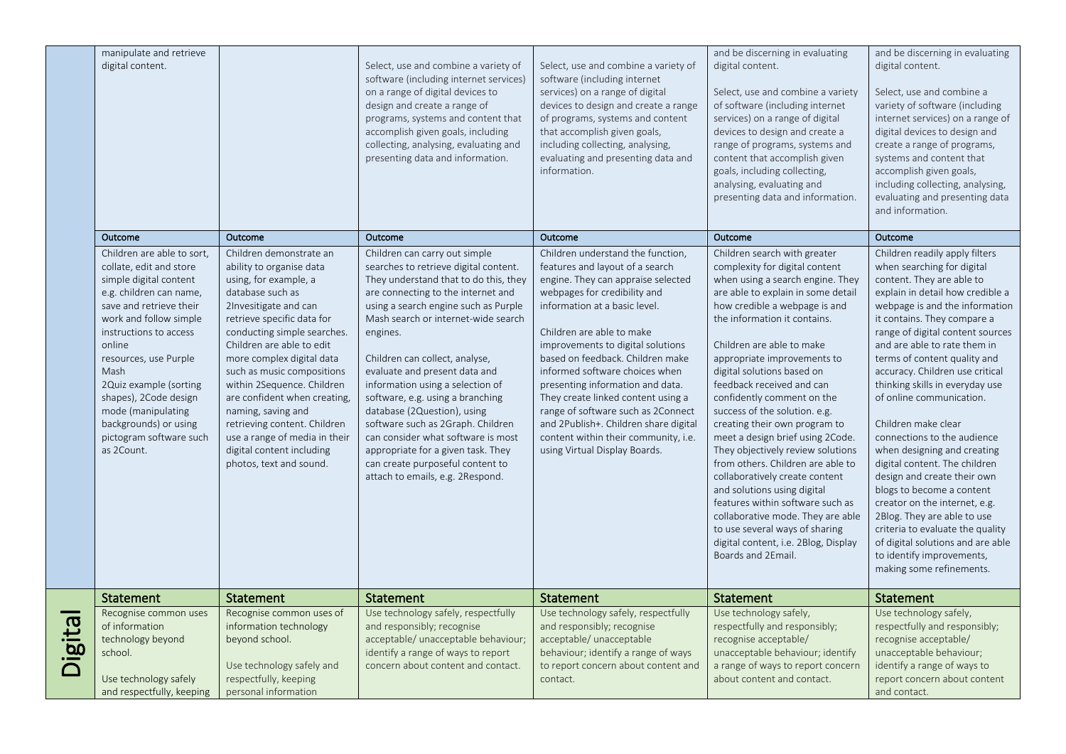| | | | | | | |
|---|---|---|---|---|---|---|
| | manipulate and retrieve digital content. | | Select, use and combine a variety of software (including internet services) on a range of digital devices to design and create a range of programs, systems and content that accomplish given goals, including collecting, analysing, evaluating and presenting data and information. | Select, use and combine a variety of software (including internet services) on a range of digital devices to design and create a range of programs, systems and content that accomplish given goals, including collecting, analysing, evaluating and presenting data and information. | and be discerning in evaluating digital content.<br><br>Select, use and combine a variety of software (including internet services) on a range of digital devices to design and create a range of programs, systems and content that accomplish given goals, including collecting, analysing, evaluating and presenting data and information. | and be discerning in evaluating digital content.<br><br>Select, use and combine a variety of software (including internet services) on a range of digital devices to design and create a range of programs, systems and content that accomplish given goals, including collecting, analysing, evaluating and presenting data and information. |
| | **Outcome** | **Outcome** | **Outcome** | **Outcome** | **Outcome** | **Outcome** |
| | Children are able to sort, collate, edit and store simple digital content e.g. children can name, save and retrieve their work and follow simple instructions to access online resources, use Purple Mash 2Quiz example (sorting shapes), 2Code design mode (manipulating backgrounds) or using pictogram software such as 2Count. | Children demonstrate an ability to organise data using, for example, a database such as 2Invesitigate and can retrieve specific data for conducting simple searches. Children are able to edit more complex digital data such as music compositions within 2Sequence. Children are confident when creating, naming, saving and retrieving content. Children use a range of media in their digital content including photos, text and sound. | Children can carry out simple searches to retrieve digital content. They understand that to do this, they are connecting to the internet and using a search engine such as Purple Mash search or internet-wide search engines.<br><br>Children can collect, analyse, evaluate and present data and information using a selection of software, e.g. using a branching database (2Question), using software such as 2Graph. Children can consider what software is most appropriate for a given task. They can create purposeful content to attach to emails, e.g. 2Respond. | Children understand the function, features and layout of a search engine. They can appraise selected webpages for credibility and information at a basic level.<br><br>Children are able to make improvements to digital solutions based on feedback. Children make informed software choices when presenting information and data. They create linked content using a range of software such as 2Connect and 2Publish+. Children share digital content within their community, i.e. using Virtual Display Boards. | Children search with greater complexity for digital content when using a search engine. They are able to explain in some detail how credible a webpage is and the information it contains.<br><br>Children are able to make appropriate improvements to digital solutions based on feedback received and can confidently comment on the success of the solution. e.g. creating their own program to meet a design brief using 2Code. They objectively review solutions from others. Children are able to collaboratively create content and solutions using digital features within software such as collaborative mode. They are able to use several ways of sharing digital content, i.e. 2Blog, Display Boards and 2Email. | Children readily apply filters when searching for digital content. They are able to explain in detail how credible a webpage is and the information it contains. They compare a range of digital content sources and are able to rate them in terms of content quality and accuracy. Children use critical thinking skills in everyday use of online communication.<br><br>Children make clear connections to the audience when designing and creating digital content. The children design and create their own blogs to become a content creator on the internet, e.g. 2Blog. They are able to use criteria to evaluate the quality of digital solutions and are able to identify improvements, making some refinements. |
| **Digital** | **Statement** | **Statement** | **Statement** | **Statement** | **Statement** | **Statement** |
| | Recognise common uses of information technology beyond school.<br><br>Use technology safely and respectfully, keeping | Recognise common uses of information technology beyond school.<br><br>Use technology safely and respectfully, keeping personal information | Use technology safely, respectfully and responsibly; recognise acceptable/ unacceptable behaviour; identify a range of ways to report concern about content and contact. | Use technology safely, respectfully and responsibly; recognise acceptable/ unacceptable behaviour; identify a range of ways to report concern about content and contact. | Use technology safely, respectfully and responsibly; recognise acceptable/ unacceptable behaviour; identify a range of ways to report concern about content and contact. | Use technology safely, respectfully and responsibly; recognise acceptable/ unacceptable behaviour; identify a range of ways to report concern about content and contact. |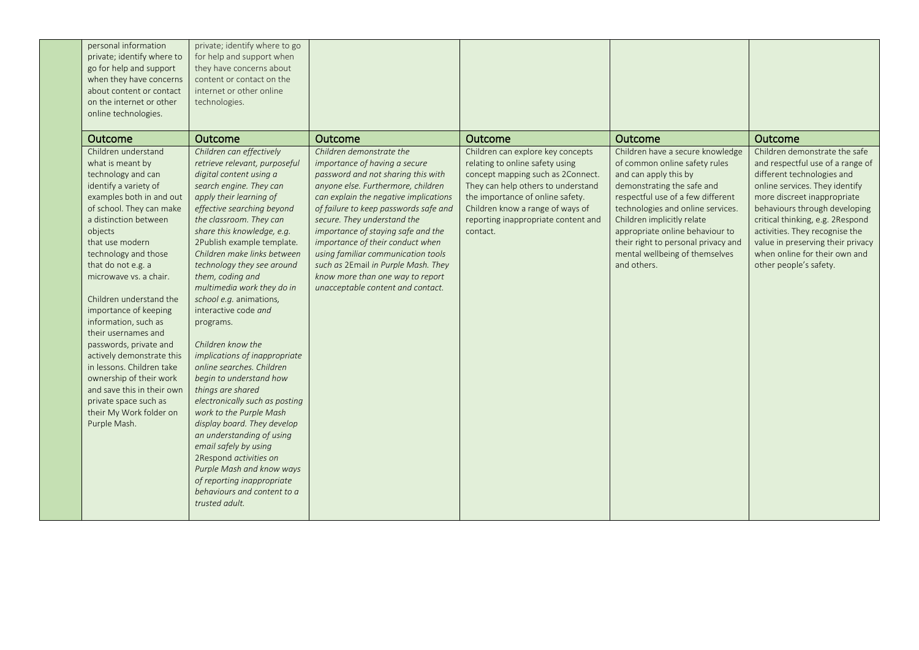| | | | | | | |
|---|---|---|---|---|---|---|
| | personal information private; identify where to go for help and support when they have concerns about content or contact on the internet or other online technologies. | private; identify where to go for help and support when they have concerns about content or contact on the internet or other online technologies. | | | | |
| | **Outcome** | **Outcome** | **Outcome** | **Outcome** | **Outcome** | **Outcome** |
| | Children understand what is meant by technology and can identify a variety of examples both in and out of school. They can make a distinction between objects that use modern technology and those that do not e.g. a microwave vs. a chair.<br><br>Children understand the importance of keeping information, such as their usernames and passwords, private and actively demonstrate this in lessons. Children take ownership of their work and save this in their own private space such as their My Work folder on Purple Mash. | *Children can effectively retrieve relevant, purposeful digital content using a search engine. They can apply their learning of effective searching beyond the classroom. They can share this knowledge, e.g.* 2Publish example template. *Children make links between technology they see around them, coding and multimedia work they do in school e.g.* animations, interactive code *and* programs.<br><br>*Children know the implications of inappropriate online searches. Children begin to understand how things are shared electronically such as posting work to the Purple Mash display board. They develop an understanding of using email safely by using* 2Respond *activities on Purple Mash and know ways of reporting inappropriate behaviours and content to a trusted adult.* | *Children demonstrate the importance of having a secure password and not sharing this with anyone else. Furthermore, children can explain the negative implications of failure to keep passwords safe and secure. They understand the importance of staying safe and the importance of their conduct when using familiar communication tools such as 2Email in Purple Mash. They know more than one way to report unacceptable content and contact.* | Children can explore key concepts relating to online safety using concept mapping such as 2Connect. They can help others to understand the importance of online safety. Children know a range of ways of reporting inappropriate content and contact. | Children have a secure knowledge of common online safety rules and can apply this by demonstrating the safe and respectful use of a few different technologies and online services. Children implicitly relate appropriate online behaviour to their right to personal privacy and mental wellbeing of themselves and others. | Children demonstrate the safe and respectful use of a range of different technologies and online services. They identify more discreet inappropriate behaviours through developing critical thinking, e.g. 2Respond activities. They recognise the value in preserving their privacy when online for their own and other people's safety. |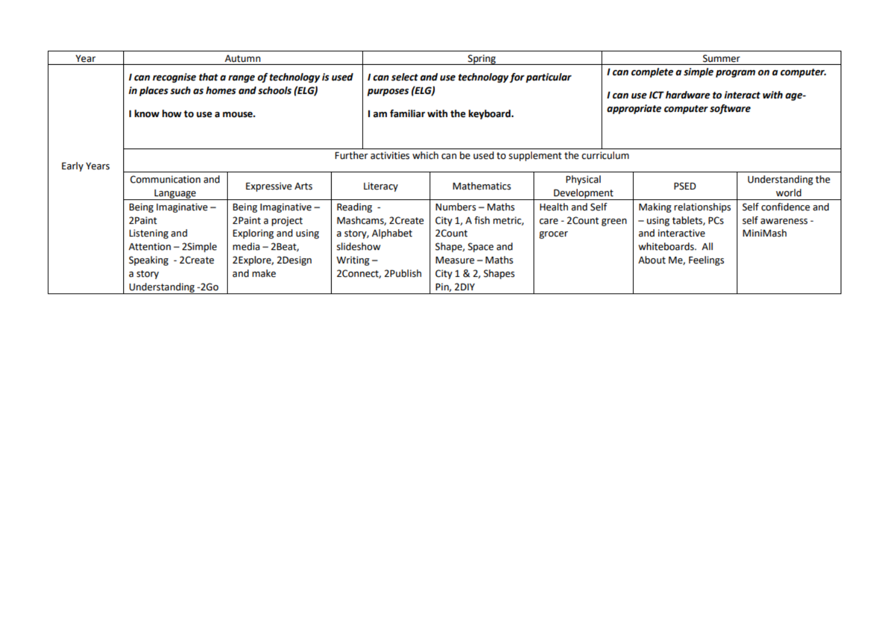| Year | Autumn | | Spring | | | Summer | |
|---|---|---|---|---|---|---|---|
| Early Years | ***I can recognise that a range of technology is used in places such as homes and schools (ELG)***<br><br>**I know how to use a mouse.** | | ***I can select and use technology for particular purposes (ELG)***<br><br>**I am familiar with the keyboard.** | | | ***I can complete a simple program on a computer.***<br><br>***I can use ICT hardware to interact with age-appropriate computer software*** | |
| | Further activities which can be used to supplement the curriculum | | | | | | |
| | Communication and Language | Expressive Arts | Literacy | Mathematics | Physical Development | PSED | Understanding the world |
| | Being Imaginative – 2Paint<br>Listening and Attention – 2Simple<br>Speaking - 2Create a story<br>Understanding -2Go | Being Imaginative – 2Paint a project<br>Exploring and using media – 2Beat, 2Explore, 2Design and make | Reading - Mashcams, 2Create a story, Alphabet slideshow<br>Writing – 2Connect, 2Publish | Numbers – Maths City 1, A fish metric, 2Count<br>Shape, Space and Measure – Maths City 1 & 2, Shapes Pin, 2DIY | Health and Self care - 2Count green grocer | Making relationships – using tablets, PCs and interactive whiteboards. All About Me, Feelings | Self confidence and self awareness - MiniMash |